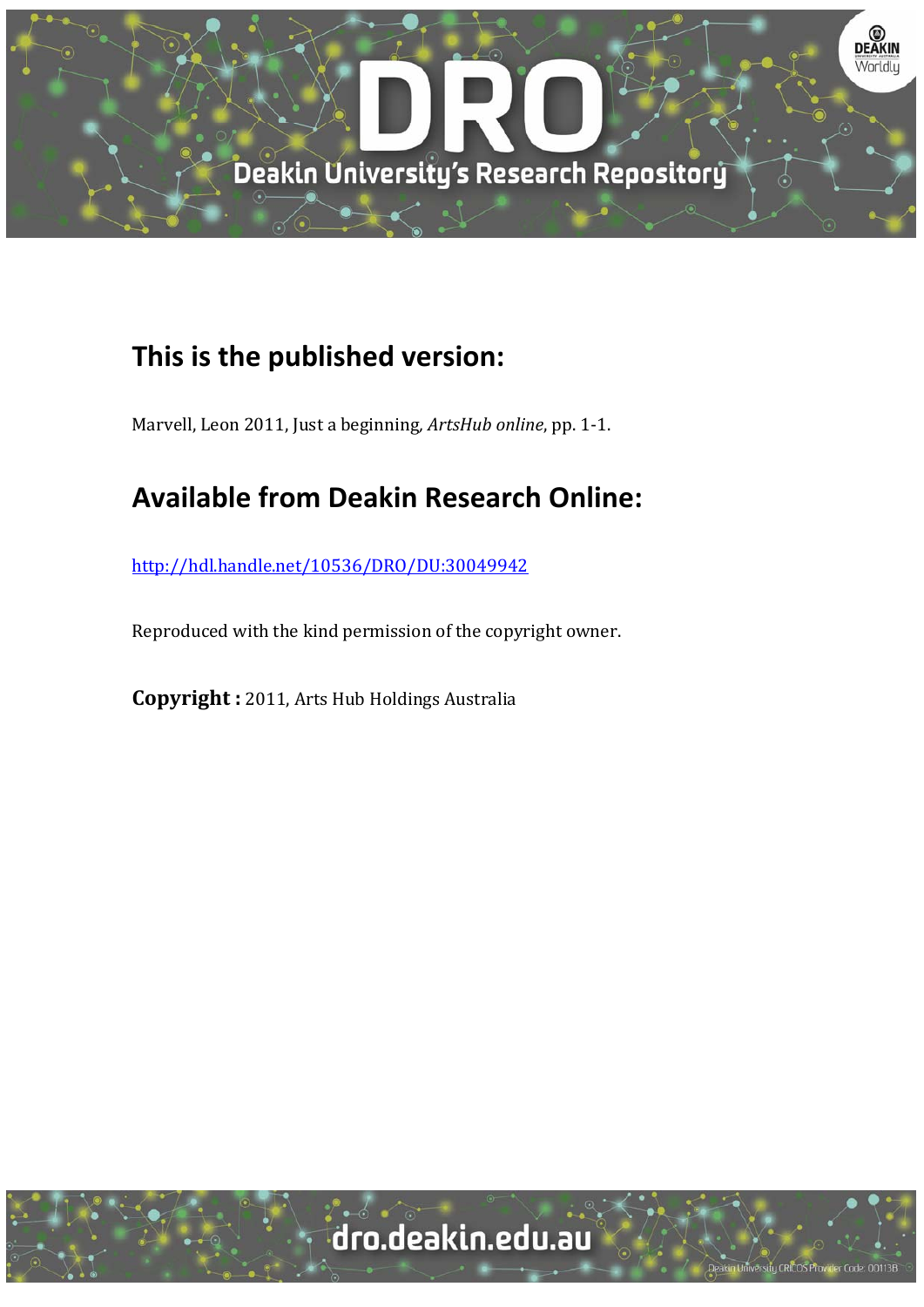## This is the published version:

Marvell, Leon 2011, Just a beginning, *ArtsHub online*, pp. 1-1.

## Available from Deakin Research Online:

http://hdl.handle.net/10536/DRO/DU:30049942

Reproduced with the kind permission of the copyright owner.

**Copyright :** 2011, Arts Hub Holdings Australia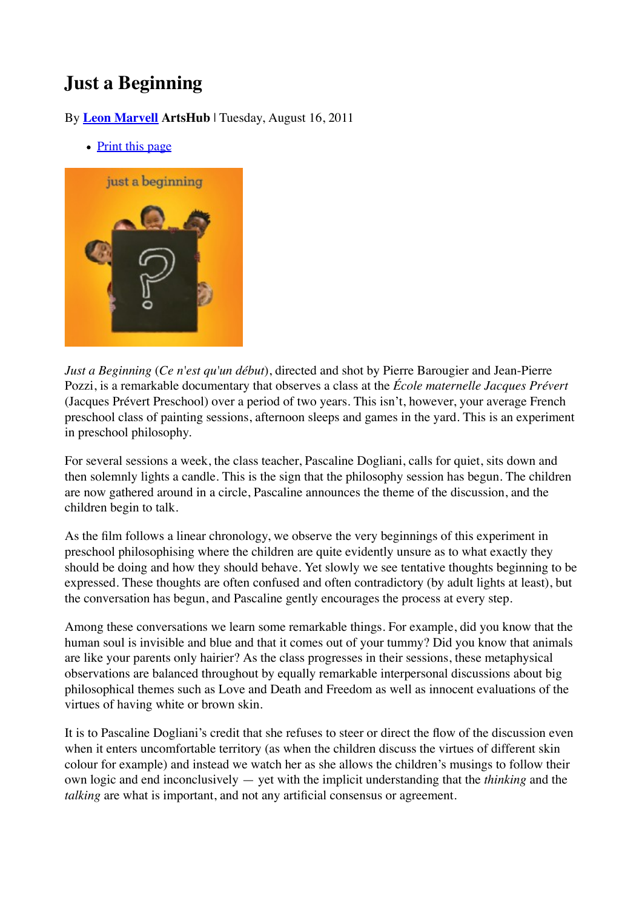# Just a Beginning

By [Leon Marvell](#) **ArtsHub** | Tuesday, August 16, 2011

- [Print this page](#)

*Just a Beginning* (*Ce n'est qu'un début*), directed and shot by Pierre Barougier and Jean-Pierre Pozzi, is a remarkable documentary that observes a class at the *École maternelle Jacques Prévert* (Jacques Prévert Preschool) over a period of two years. This isn't, however, your average French preschool class of painting sessions, afternoon sleeps and games in the yard. This is an experiment in preschool philosophy.

For several sessions a week, the class teacher, Pascaline Dogliani, calls for quiet, sits down and then solemnly lights a candle. This is the sign that the philosophy session has begun. The children are now gathered around in a circle, Pascaline announces the theme of the discussion, and the children begin to talk.

As the film follows a linear chronology, we observe the very beginnings of this experiment in preschool philosophising where the children are quite evidently unsure as to what exactly they should be doing and how they should behave. Yet slowly we see tentative thoughts beginning to be expressed. These thoughts are often confused and often contradictory (by adult lights at least), but the conversation has begun, and Pascaline gently encourages the process at every step.

Among these conversations we learn some remarkable things. For example, did you know that the human soul is invisible and blue and that it comes out of your tummy? Did you know that animals are like your parents only hairier? As the class progresses in their sessions, these metaphysical observations are balanced throughout by equally remarkable interpersonal discussions about big philosophical themes such as Love and Death and Freedom as well as innocent evaluations of the virtues of having white or brown skin.

It is to Pascaline Dogliani's credit that she refuses to steer or direct the flow of the discussion even when it enters uncomfortable territory (as when the children discuss the virtues of different skin colour for example) and instead we watch her as she allows the children's musings to follow their own logic and end inconclusively — yet with the implicit understanding that the *thinking* and the *talking* are what is important, and not any artificial consensus or agreement.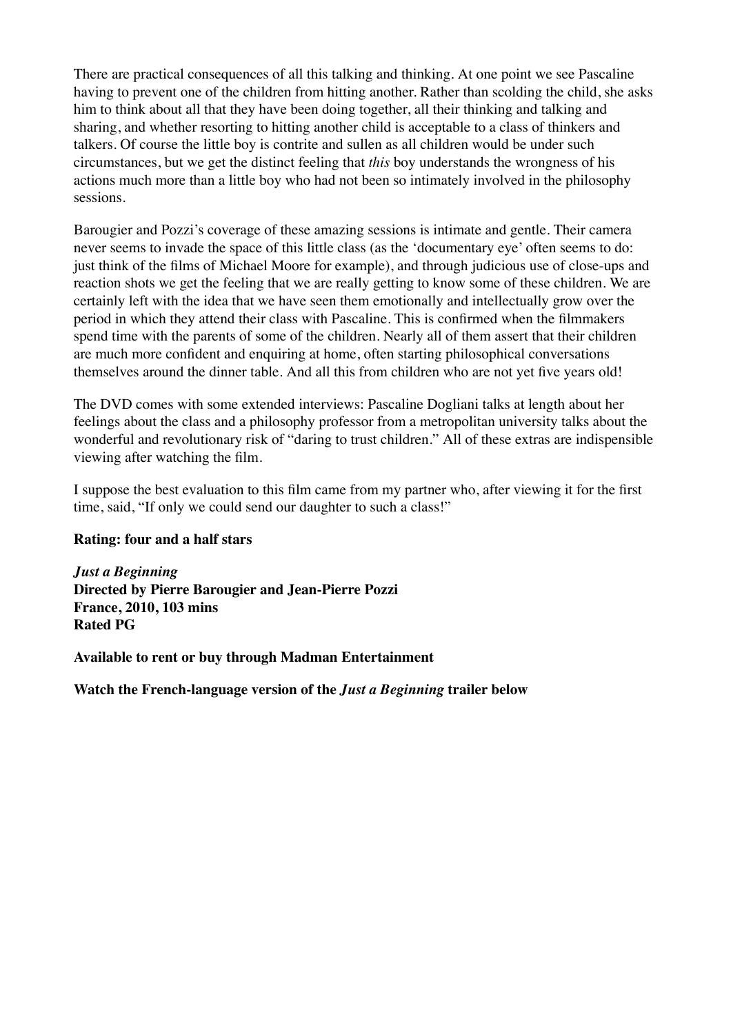There are practical consequences of all this talking and thinking. At one point we see Pascaline having to prevent one of the children from hitting another. Rather than scolding the child, she asks him to think about all that they have been doing together, all their thinking and talking and sharing, and whether resorting to hitting another child is acceptable to a class of thinkers and talkers. Of course the little boy is contrite and sullen as all children would be under such circumstances, but we get the distinct feeling that *this* boy understands the wrongness of his actions much more than a little boy who had not been so intimately involved in the philosophy sessions.

Barougier and Pozzi's coverage of these amazing sessions is intimate and gentle. Their camera never seems to invade the space of this little class (as the 'documentary eye' often seems to do: just think of the films of Michael Moore for example), and through judicious use of close-ups and reaction shots we get the feeling that we are really getting to know some of these children. We are certainly left with the idea that we have seen them emotionally and intellectually grow over the period in which they attend their class with Pascaline. This is confirmed when the filmmakers spend time with the parents of some of the children. Nearly all of them assert that their children are much more confident and enquiring at home, often starting philosophical conversations themselves around the dinner table. And all this from children who are not yet five years old!

The DVD comes with some extended interviews: Pascaline Dogliani talks at length about her feelings about the class and a philosophy professor from a metropolitan university talks about the wonderful and revolutionary risk of "daring to trust children." All of these extras are indispensible viewing after watching the film.

I suppose the best evaluation to this film came from my partner who, after viewing it for the first time, said, "If only we could send our daughter to such a class!"

**Rating: four and a half stars**

***Just a Beginning***
**Directed by Pierre Barougier and Jean-Pierre Pozzi**
**France, 2010, 103 mins**
**Rated PG**

**Available to rent or buy through Madman Entertainment**

**Watch the French-language version of the *Just a Beginning* trailer below**